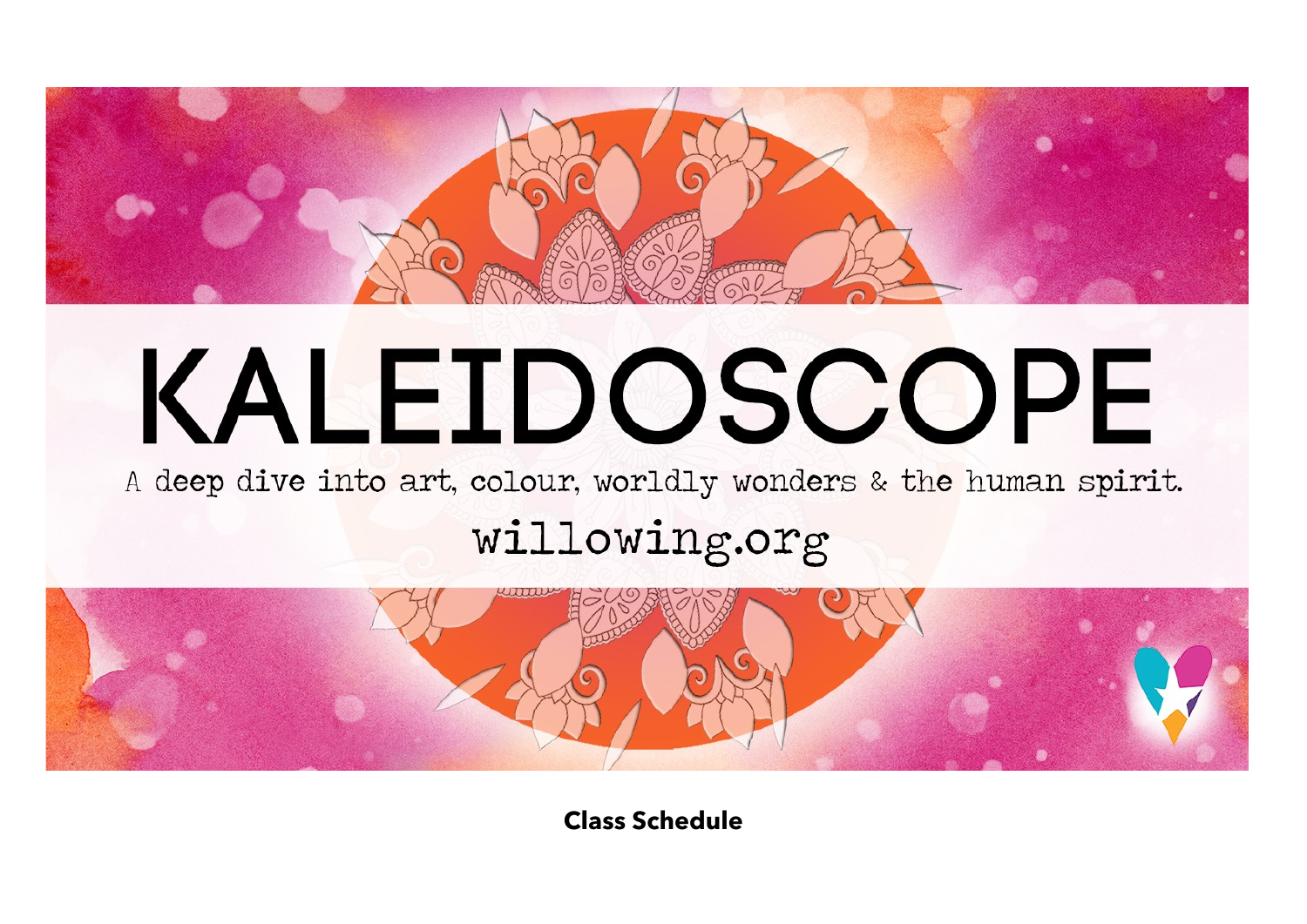# KALEIDOSCOPE

A deep dive into art, colour, worldly wonders & the human spirit.

willowing.org

**Class Schedule**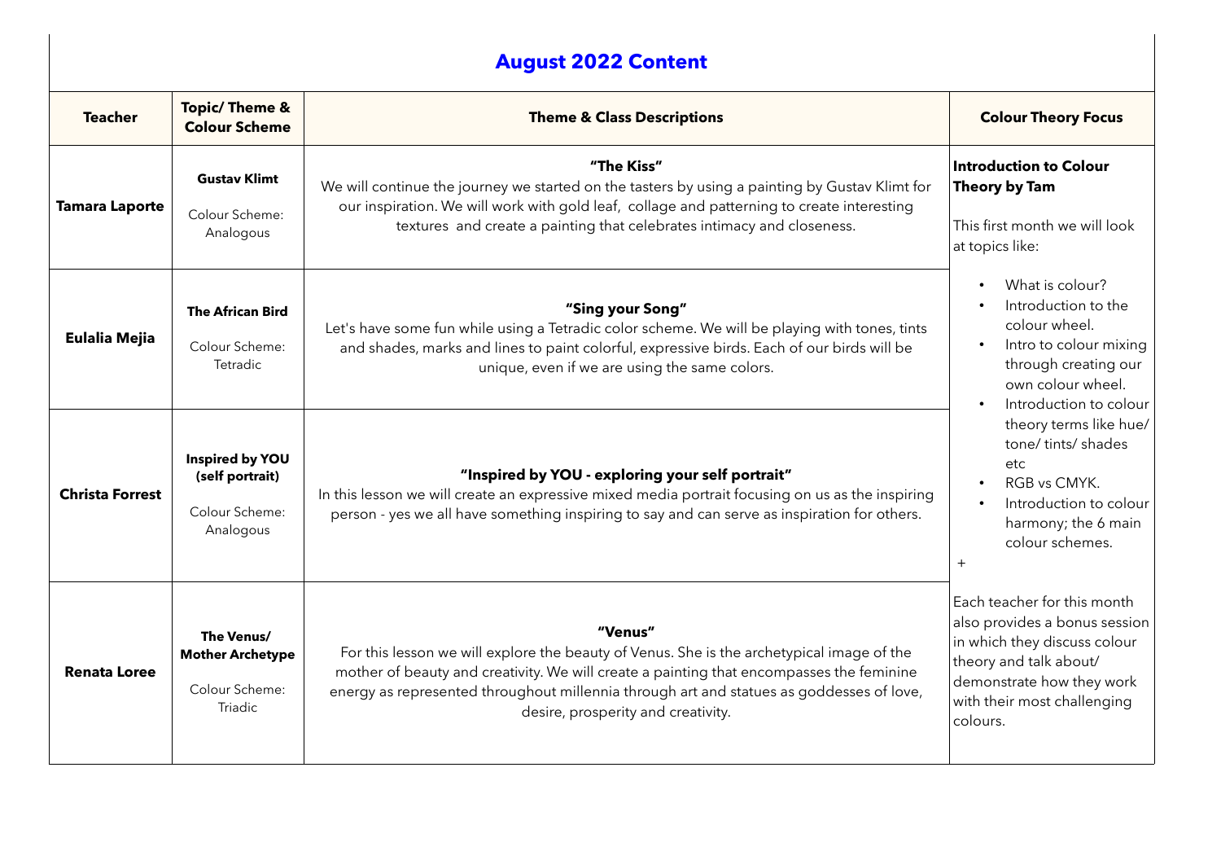## August 2022 Content

| Teacher | Topic/ Theme & Colour Scheme | Theme & Class Descriptions | Colour Theory Focus |
|---|---|---|---|
| **Tamara Laporte** | **Gustav Klimt**<br><br>Colour Scheme: Analogous | **"The Kiss"**<br>We will continue the journey we started on the tasters by using a painting by Gustav Klimt for our inspiration. We will work with gold leaf, collage and patterning to create interesting textures and create a painting that celebrates intimacy and closeness. | **Introduction to Colour Theory by Tam**<br><br>This first month we will look at topics like:<br><br>• What is colour?<br>• Introduction to the colour wheel.<br>• Intro to colour mixing through creating our own colour wheel.<br>• Introduction to colour theory terms like hue/ tone/ tints/ shades etc<br>• RGB vs CMYK.<br>• Introduction to colour harmony; the 6 main colour schemes.<br><br>+<br><br>Each teacher for this month also provides a bonus session in which they discuss colour theory and talk about/ demonstrate how they work with their most challenging colours. |
| **Eulalia Mejia** | **The African Bird**<br><br>Colour Scheme: Tetradic | **"Sing your Song"**<br>Let's have some fun while using a Tetradic color scheme. We will be playing with tones, tints and shades, marks and lines to paint colorful, expressive birds. Each of our birds will be unique, even if we are using the same colors. | |
| **Christa Forrest** | **Inspired by YOU (self portrait)**<br><br>Colour Scheme: Analogous | **"Inspired by YOU - exploring your self portrait"**<br>In this lesson we will create an expressive mixed media portrait focusing on us as the inspiring person - yes we all have something inspiring to say and can serve as inspiration for others. | |
| **Renata Loree** | **The Venus/ Mother Archetype**<br><br>Colour Scheme: Triadic | **"Venus"**<br>For this lesson we will explore the beauty of Venus. She is the archetypical image of the mother of beauty and creativity. We will create a painting that encompasses the feminine energy as represented throughout millennia through art and statues as goddesses of love, desire, prosperity and creativity. | |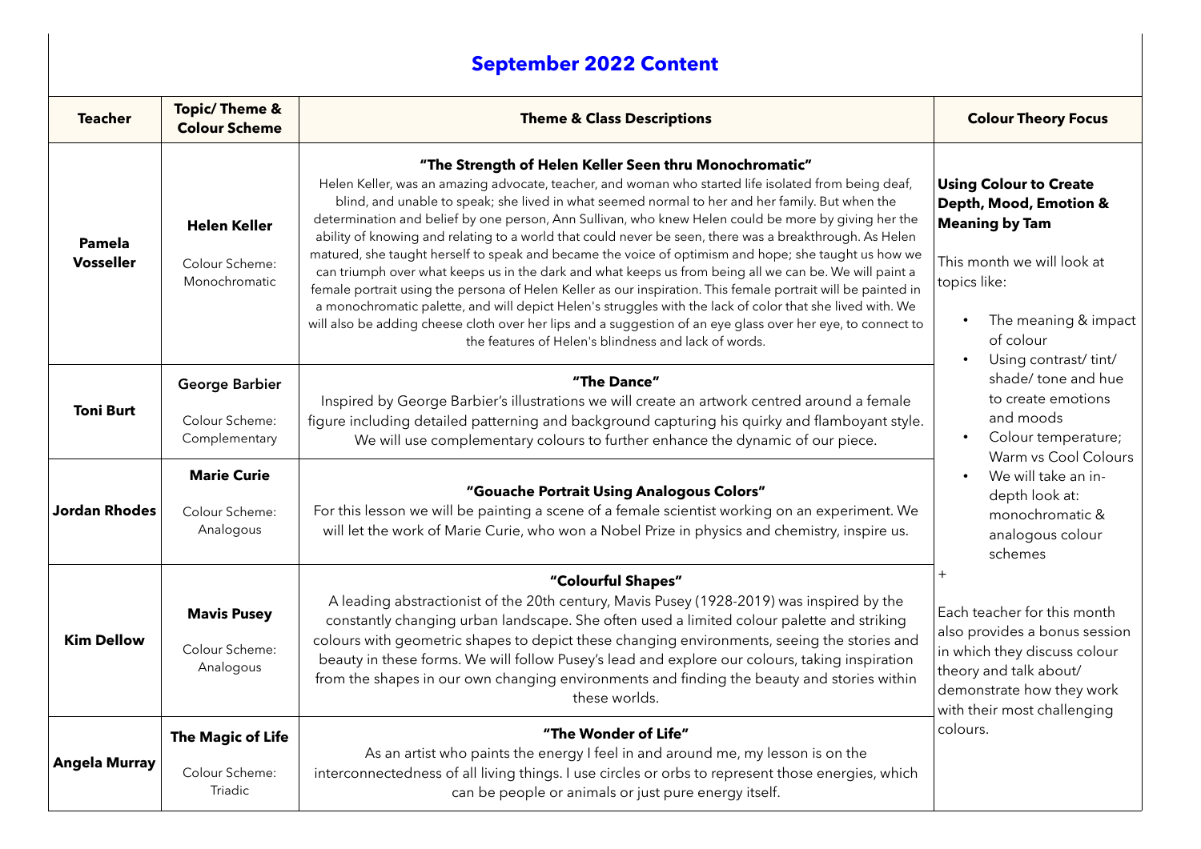# September 2022 Content

| Teacher | Topic/ Theme & Colour Scheme | Theme & Class Descriptions | Colour Theory Focus |
|---|---|---|---|
| **Pamela Vosseller** | **Helen Keller**<br>Colour Scheme: Monochromatic | **"The Strength of Helen Keller Seen thru Monochromatic"**<br>Helen Keller, was an amazing advocate, teacher, and woman who started life isolated from being deaf, blind, and unable to speak; she lived in what seemed normal to her and her family. But when the determination and belief by one person, Ann Sullivan, who knew Helen could be more by giving her the ability of knowing and relating to a world that could never be seen, there was a breakthrough. As Helen matured, she taught herself to speak and became the voice of optimism and hope; she taught us how we can triumph over what keeps us in the dark and what keeps us from being all we can be. We will paint a female portrait using the persona of Helen Keller as our inspiration. This female portrait will be painted in a monochromatic palette, and will depict Helen's struggles with the lack of color that she lived with. We will also be adding cheese cloth over her lips and a suggestion of an eye glass over her eye, to connect to the features of Helen's blindness and lack of words. | **Using Colour to Create Depth, Mood, Emotion & Meaning by Tam**<br><br>This month we will look at topics like:<br>• The meaning & impact of colour<br>• Using contrast/ tint/ shade/ tone and hue to create emotions and moods<br>• Colour temperature; Warm vs Cool Colours<br>• We will take an in-depth look at: monochromatic & analogous colour schemes<br><br>+<br><br>Each teacher for this month also provides a bonus session in which they discuss colour theory and talk about/ demonstrate how they work with their most challenging colours. |
| **Toni Burt** | **George Barbier**<br>Colour Scheme: Complementary | **"The Dance"**<br>Inspired by George Barbier's illustrations we will create an artwork centred around a female figure including detailed patterning and background capturing his quirky and flamboyant style. We will use complementary colours to further enhance the dynamic of our piece. | |
| **Jordan Rhodes** | **Marie Curie**<br>Colour Scheme: Analogous | **"Gouache Portrait Using Analogous Colors"**<br>For this lesson we will be painting a scene of a female scientist working on an experiment. We will let the work of Marie Curie, who won a Nobel Prize in physics and chemistry, inspire us. | |
| **Kim Dellow** | **Mavis Pusey**<br>Colour Scheme: Analogous | **"Colourful Shapes"**<br>A leading abstractionist of the 20th century, Mavis Pusey (1928-2019) was inspired by the constantly changing urban landscape. She often used a limited colour palette and striking colours with geometric shapes to depict these changing environments, seeing the stories and beauty in these forms. We will follow Pusey's lead and explore our colours, taking inspiration from the shapes in our own changing environments and finding the beauty and stories within these worlds. | |
| **Angela Murray** | **The Magic of Life**<br>Colour Scheme: Triadic | **"The Wonder of Life"**<br>As an artist who paints the energy I feel in and around me, my lesson is on the interconnectedness of all living things. I use circles or orbs to represent those energies, which can be people or animals or just pure energy itself. | |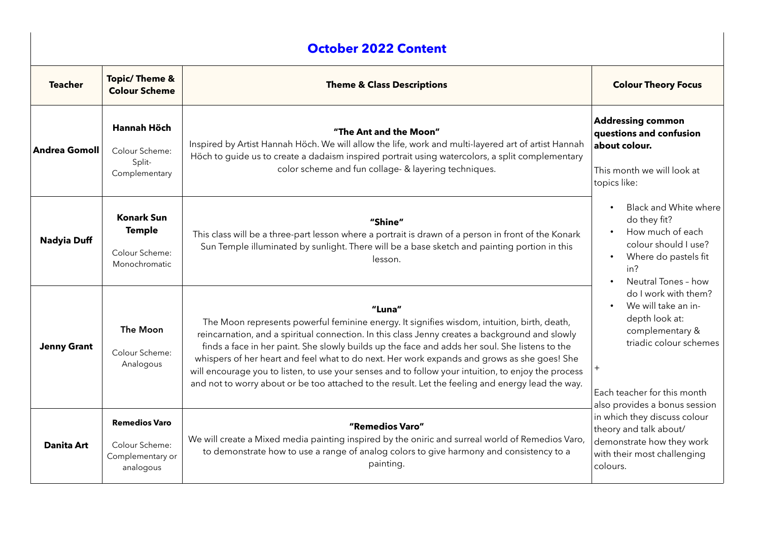# October 2022 Content

| Teacher | Topic/ Theme & Colour Scheme | Theme & Class Descriptions | Colour Theory Focus |
|---|---|---|---|
| **Andrea Gomoll** | **Hannah Höch**<br>Colour Scheme: Split-Complementary | **"The Ant and the Moon"**<br>Inspired by Artist Hannah Höch. We will allow the life, work and multi-layered art of artist Hannah Höch to guide us to create a dadaism inspired portrait using watercolors, a split complementary color scheme and fun collage- & layering techniques. | **Addressing common questions and confusion about colour.**<br><br>This month we will look at topics like:<br><br>• Black and White where do they fit?<br>• How much of each colour should I use?<br>• Where do pastels fit in?<br>• Neutral Tones – how do I work with them?<br>• We will take an in-depth look at: complementary & triadic colour schemes<br><br>+<br><br>Each teacher for this month also provides a bonus session in which they discuss colour theory and talk about/ demonstrate how they work with their most challenging colours. |
| **Nadyia Duff** | **Konark Sun Temple**<br>Colour Scheme: Monochromatic | **"Shine"**<br>This class will be a three-part lesson where a portrait is drawn of a person in front of the Konark Sun Temple illuminated by sunlight. There will be a base sketch and painting portion in this lesson. | |
| **Jenny Grant** | **The Moon**<br>Colour Scheme: Analogous | **"Luna"**<br>The Moon represents powerful feminine energy. It signifies wisdom, intuition, birth, death, reincarnation, and a spiritual connection. In this class Jenny creates a background and slowly finds a face in her paint. She slowly builds up the face and adds her soul. She listens to the whispers of her heart and feel what to do next. Her work expands and grows as she goes! She will encourage you to listen, to use your senses and to follow your intuition, to enjoy the process and not to worry about or be too attached to the result. Let the feeling and energy lead the way. | |
| **Danita Art** | **Remedios Varo**<br>Colour Scheme: Complementary or analogous | **"Remedios Varo"**<br>We will create a Mixed media painting inspired by the oniric and surreal world of Remedios Varo, to demonstrate how to use a range of analog colors to give harmony and consistency to a painting. | |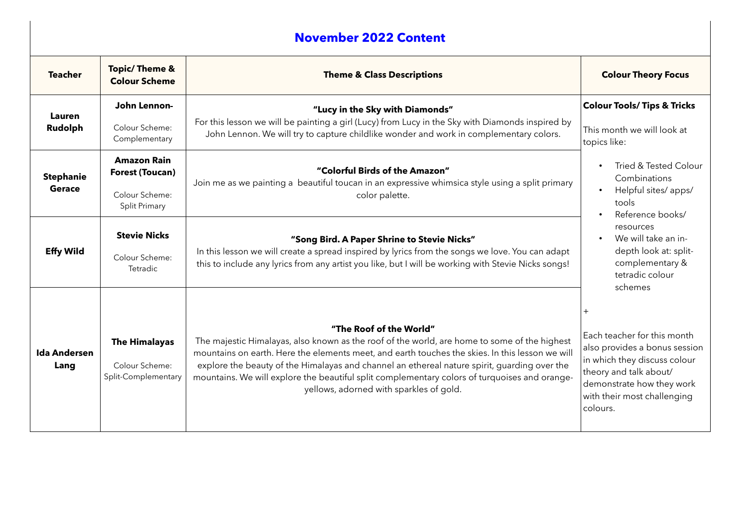# November 2022 Content

| Teacher | Topic/ Theme & Colour Scheme | Theme & Class Descriptions | Colour Theory Focus |
|---|---|---|---|
| **Lauren Rudolph** | **John Lennon-**<br>Colour Scheme: Complementary | **"Lucy in the Sky with Diamonds"**<br>For this lesson we will be painting a girl (Lucy) from Lucy in the Sky with Diamonds inspired by John Lennon. We will try to capture childlike wonder and work in complementary colors. | **Colour Tools/ Tips & Tricks**<br>This month we will look at topics like:<br>• Tried & Tested Colour Combinations<br>• Helpful sites/ apps/ tools<br>• Reference books/ resources<br>• We will take an in-depth look at: split-complementary & tetradic colour schemes<br>+<br>Each teacher for this month also provides a bonus session in which they discuss colour theory and talk about/ demonstrate how they work with their most challenging colours. |
| **Stephanie Gerace** | **Amazon Rain Forest (Toucan)**<br>Colour Scheme: Split Primary | **"Colorful Birds of the Amazon"**<br>Join me as we painting a beautiful toucan in an expressive whimsica style using a split primary color palette. | |
| **Effy Wild** | **Stevie Nicks**<br>Colour Scheme: Tetradic | **"Song Bird. A Paper Shrine to Stevie Nicks"**<br>In this lesson we will create a spread inspired by lyrics from the songs we love. You can adapt this to include any lyrics from any artist you like, but I will be working with Stevie Nicks songs! | |
| **Ida Andersen Lang** | **The Himalayas**<br>Colour Scheme: Split-Complementary | **"The Roof of the World"**<br>The majestic Himalayas, also known as the roof of the world, are home to some of the highest mountains on earth. Here the elements meet, and earth touches the skies. In this lesson we will explore the beauty of the Himalayas and channel an ethereal nature spirit, guarding over the mountains. We will explore the beautiful split complementary colors of turquoises and orange-yellows, adorned with sparkles of gold. | |